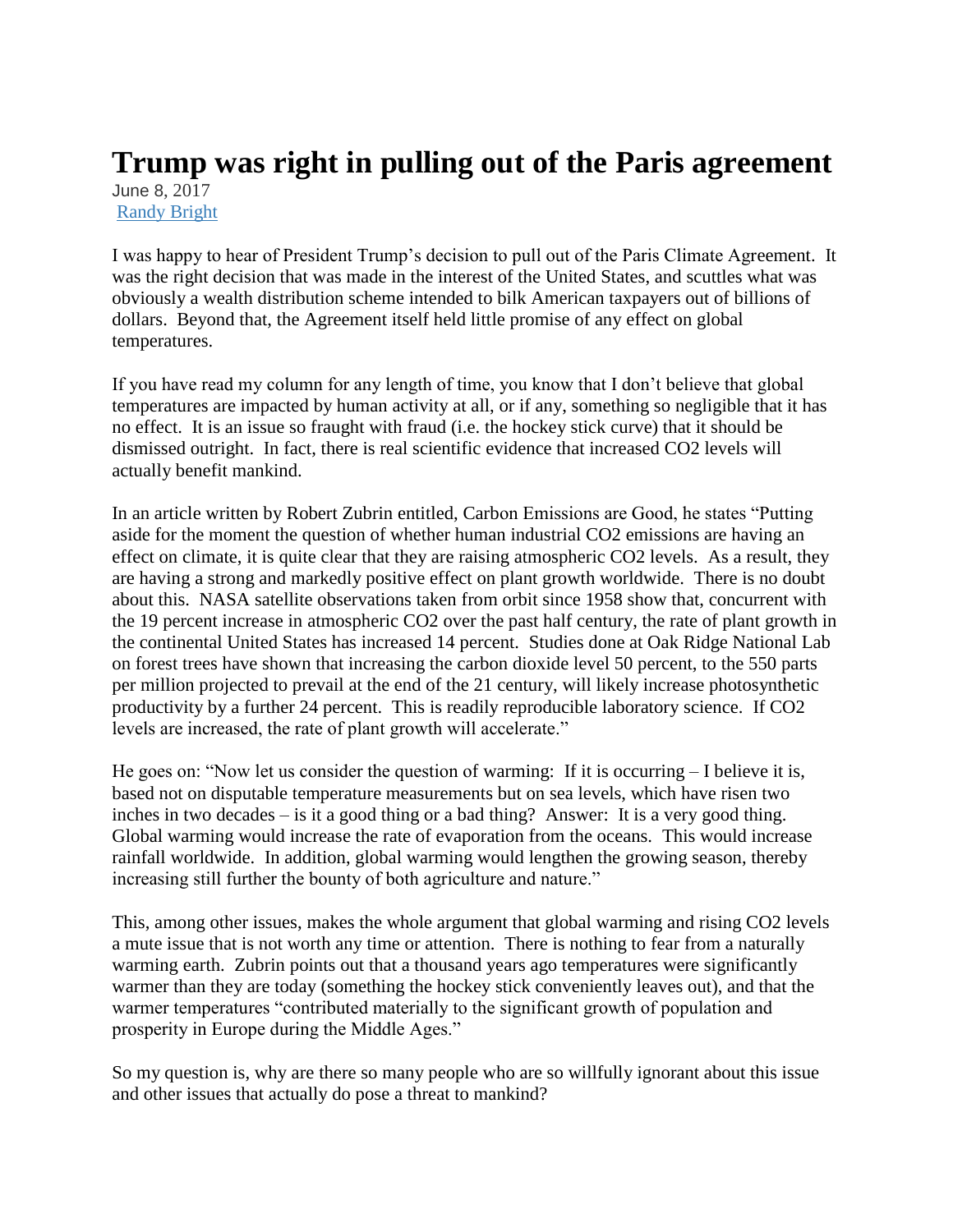# Trump was right in pulling out of the Paris agreement

June 8, 2017
[Randy Bright]

I was happy to hear of President Trump's decision to pull out of the Paris Climate Agreement. It was the right decision that was made in the interest of the United States, and scuttles what was obviously a wealth distribution scheme intended to bilk American taxpayers out of billions of dollars. Beyond that, the Agreement itself held little promise of any effect on global temperatures.

If you have read my column for any length of time, you know that I don't believe that global temperatures are impacted by human activity at all, or if any, something so negligible that it has no effect. It is an issue so fraught with fraud (i.e. the hockey stick curve) that it should be dismissed outright. In fact, there is real scientific evidence that increased $CO_2$ levels will actually benefit mankind.

In an article written by Robert Zubrin entitled, Carbon Emissions are Good, he states "Putting aside for the moment the question of whether human industrial $CO_2$ emissions are having an effect on climate, it is quite clear that they are raising atmospheric $CO_2$ levels. As a result, they are having a strong and markedly positive effect on plant growth worldwide. There is no doubt about this. NASA satellite observations taken from orbit since 1958 show that, concurrent with the 19 percent increase in atmospheric $CO_2$ over the past half century, the rate of plant growth in the continental United States has increased 14 percent. Studies done at Oak Ridge National Lab on forest trees have shown that increasing the carbon dioxide level 50 percent, to the 550 parts per million projected to prevail at the end of the 21 century, will likely increase photosynthetic productivity by a further 24 percent. This is readily reproducible laboratory science. If $CO_2$ levels are increased, the rate of plant growth will accelerate."

He goes on: "Now let us consider the question of warming: If it is occurring – I believe it is, based not on disputable temperature measurements but on sea levels, which have risen two inches in two decades – is it a good thing or a bad thing? Answer: It is a very good thing. Global warming would increase the rate of evaporation from the oceans. This would increase rainfall worldwide. In addition, global warming would lengthen the growing season, thereby increasing still further the bounty of both agriculture and nature."

This, among other issues, makes the whole argument that global warming and rising $CO_2$ levels a mute issue that is not worth any time or attention. There is nothing to fear from a naturally warming earth. Zubrin points out that a thousand years ago temperatures were significantly warmer than they are today (something the hockey stick conveniently leaves out), and that the warmer temperatures "contributed materially to the significant growth of population and prosperity in Europe during the Middle Ages."

So my question is, why are there so many people who are so willfully ignorant about this issue and other issues that actually do pose a threat to mankind?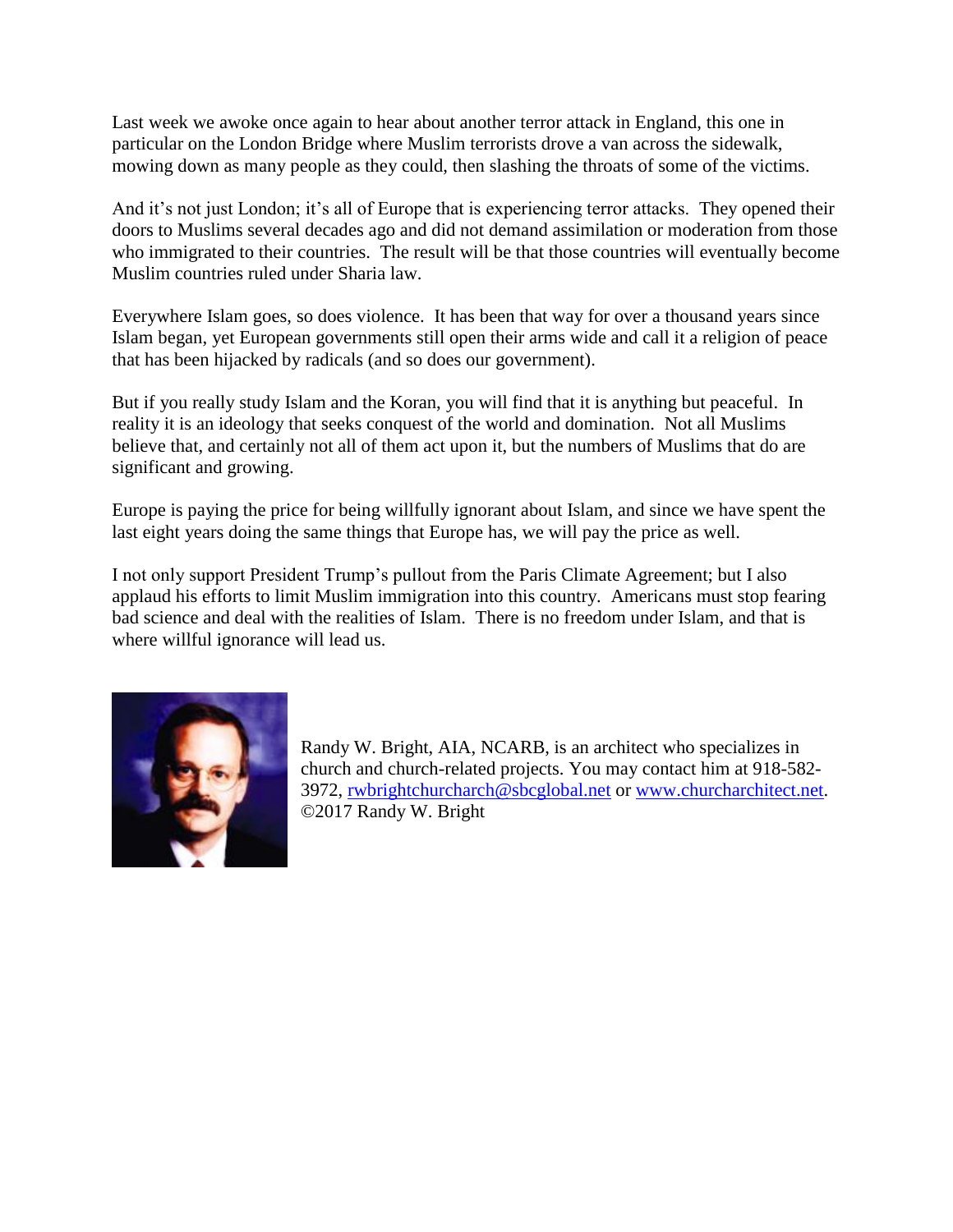Last week we awoke once again to hear about another terror attack in England, this one in particular on the London Bridge where Muslim terrorists drove a van across the sidewalk, mowing down as many people as they could, then slashing the throats of some of the victims.

And it's not just London; it's all of Europe that is experiencing terror attacks. They opened their doors to Muslims several decades ago and did not demand assimilation or moderation from those who immigrated to their countries. The result will be that those countries will eventually become Muslim countries ruled under Sharia law.

Everywhere Islam goes, so does violence. It has been that way for over a thousand years since Islam began, yet European governments still open their arms wide and call it a religion of peace that has been hijacked by radicals (and so does our government).

But if you really study Islam and the Koran, you will find that it is anything but peaceful. In reality it is an ideology that seeks conquest of the world and domination. Not all Muslims believe that, and certainly not all of them act upon it, but the numbers of Muslims that do are significant and growing.

Europe is paying the price for being willfully ignorant about Islam, and since we have spent the last eight years doing the same things that Europe has, we will pay the price as well.

I not only support President Trump's pullout from the Paris Climate Agreement; but I also applaud his efforts to limit Muslim immigration into this country. Americans must stop fearing bad science and deal with the realities of Islam. There is no freedom under Islam, and that is where willful ignorance will lead us.

Randy W. Bright, AIA, NCARB, is an architect who specializes in church and church-related projects. You may contact him at 918-582-3972, rwbrightchurcharch@sbcglobal.net or www.churcharchitect.net. ©2017 Randy W. Bright